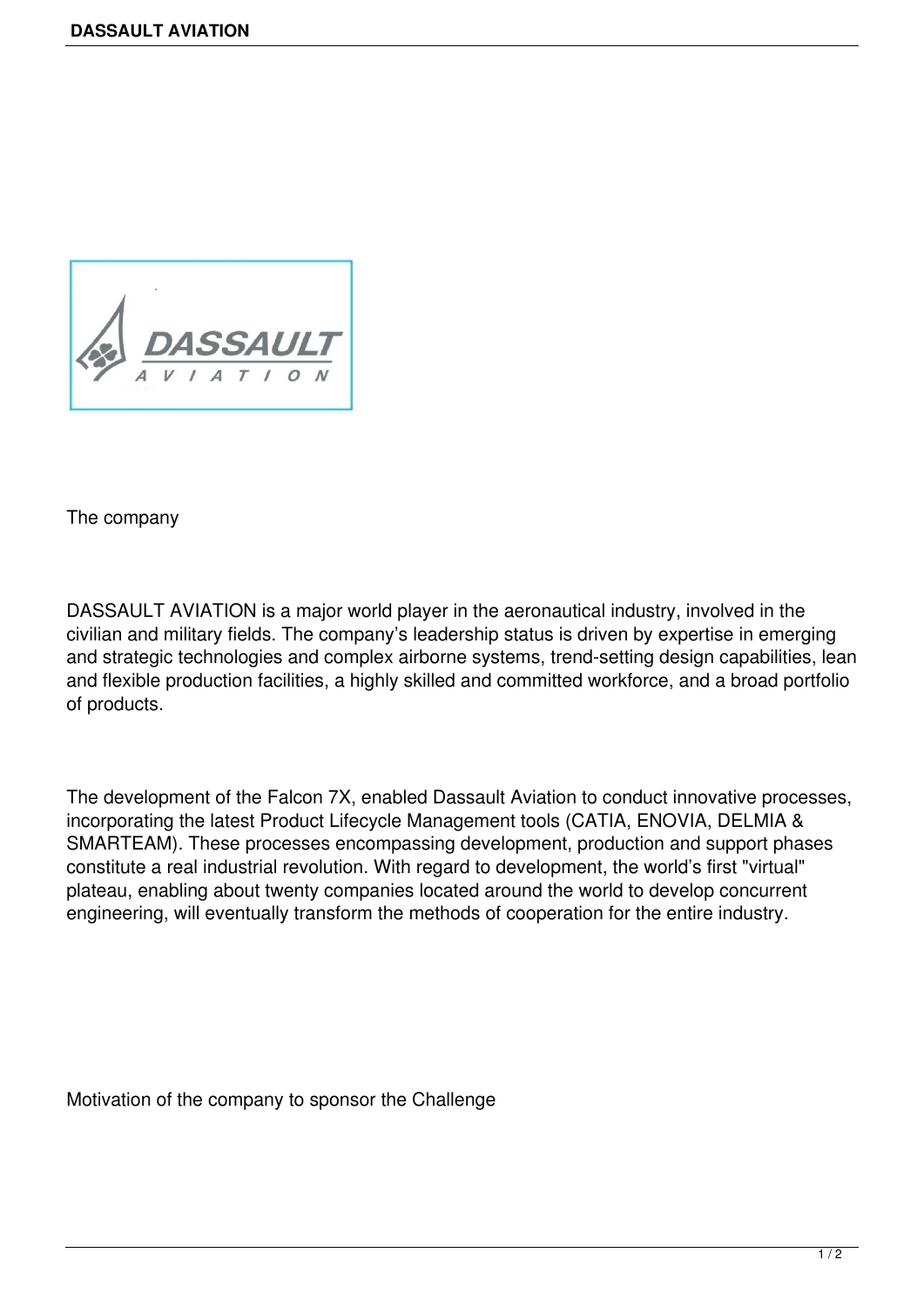# DASSAULT AVIATION

## The company

DASSAULT AVIATION is a major world player in the aeronautical industry, involved in the civilian and military fields. The company's leadership status is driven by expertise in emerging and strategic technologies and complex airborne systems, trend-setting design capabilities, lean and flexible production facilities, a highly skilled and committed workforce, and a broad portfolio of products.

The development of the Falcon 7X, enabled Dassault Aviation to conduct innovative processes, incorporating the latest Product Lifecycle Management tools (CATIA, ENOVIA, DELMIA & SMARTEAM). These processes encompassing development, production and support phases constitute a real industrial revolution. With regard to development, the world's first "virtual" plateau, enabling about twenty companies located around the world to develop concurrent engineering, will eventually transform the methods of cooperation for the entire industry.

## Motivation of the company to sponsor the Challenge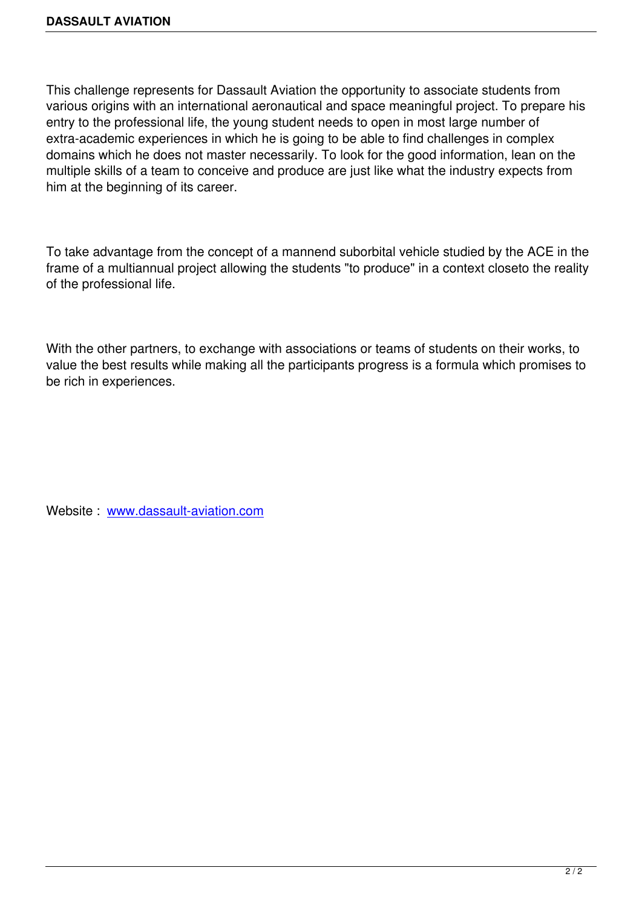This challenge represents for Dassault Aviation the opportunity to associate students from various origins with an international aeronautical and space meaningful project. To prepare his entry to the professional life, the young student needs to open in most large number of extra-academic experiences in which he is going to be able to find challenges in complex domains which he does not master necessarily. To look for the good information, lean on the multiple skills of a team to conceive and produce are just like what the industry expects from him at the beginning of its career.

To take advantage from the concept of a mannend suborbital vehicle studied by the ACE in the frame of a multiannual project allowing the students "to produce" in a context closeto the reality of the professional life.

With the other partners, to exchange with associations or teams of students on their works, to value the best results while making all the participants progress is a formula which promises to be rich in experiences.

Website : [www.dassault-aviation.com](http://www.dassault-aviation.com)